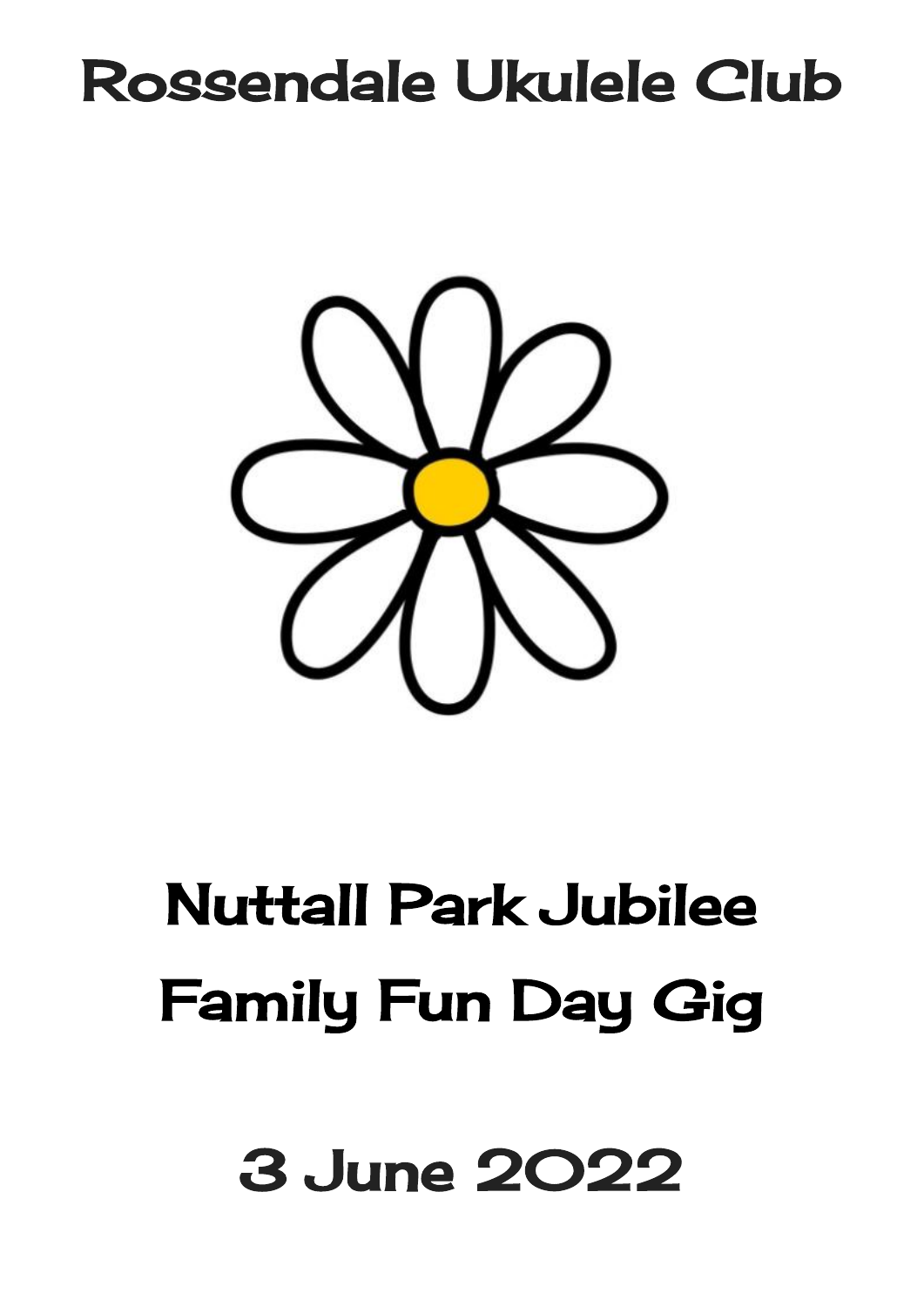# Rossendale Ukulele Club

## Nuttall Park Jubilee Family Fun Day Gig

## 3 June 2022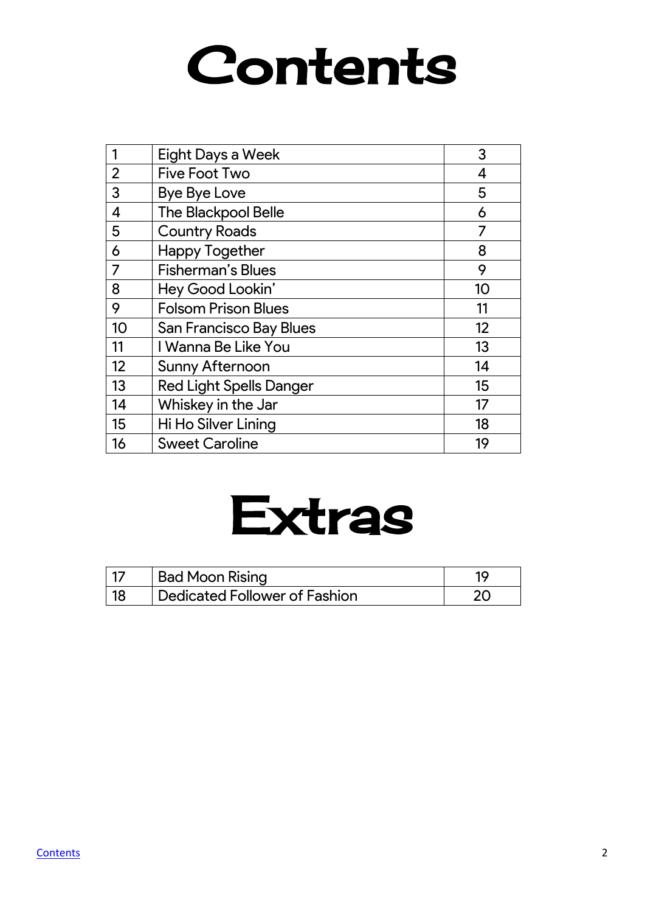# Contents

| | | |
|---|---|---|
| 1 | Eight Days a Week | 3 |
| 2 | Five Foot Two | 4 |
| 3 | Bye Bye Love | 5 |
| 4 | The Blackpool Belle | 6 |
| 5 | Country Roads | 7 |
| 6 | Happy Together | 8 |
| 7 | Fisherman's Blues | 9 |
| 8 | Hey Good Lookin' | 10 |
| 9 | Folsom Prison Blues | 11 |
| 10 | San Francisco Bay Blues | 12 |
| 11 | I Wanna Be Like You | 13 |
| 12 | Sunny Afternoon | 14 |
| 13 | Red Light Spells Danger | 15 |
| 14 | Whiskey in the Jar | 17 |
| 15 | Hi Ho Silver Lining | 18 |
| 16 | Sweet Caroline | 19 |

# Extras

| | | |
|---|---|---|
| 17 | Bad Moon Rising | 19 |
| 18 | Dedicated Follower of Fashion | 20 |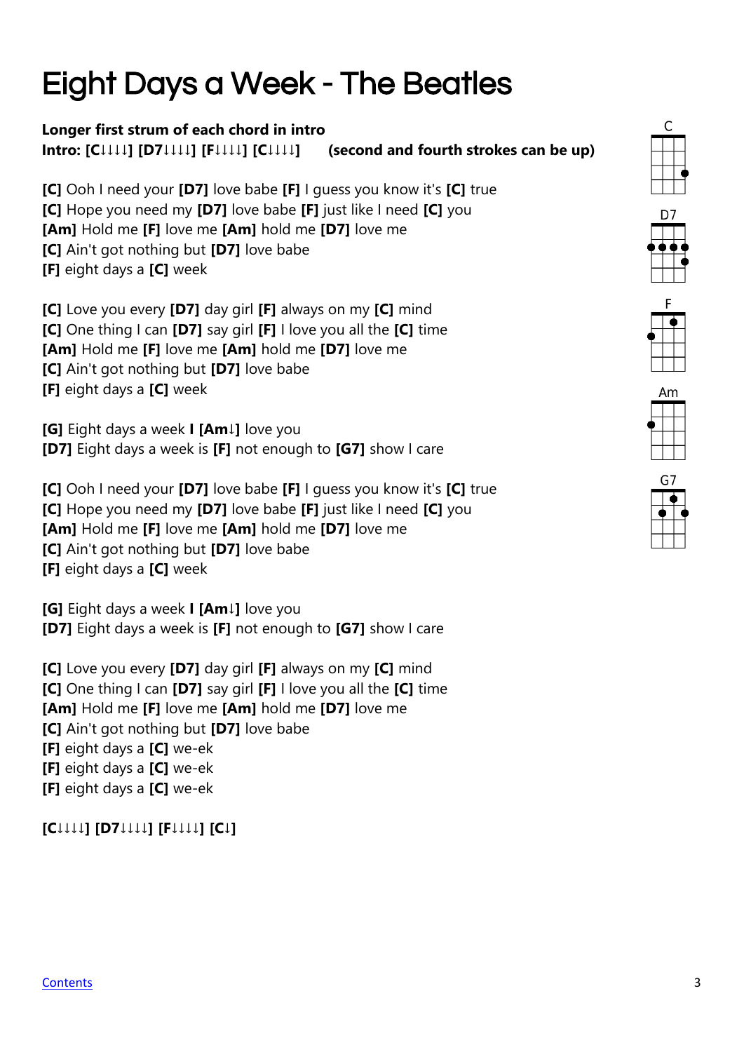# Eight Days a Week - The Beatles

**Longer first strum of each chord in intro**
**Intro: [C↓↓↓↓] [D7↓↓↓↓] [F↓↓↓↓] [C↓↓↓↓]     (second and fourth strokes can be up)**

**[C]** Ooh I need your **[D7]** love babe **[F]** I guess you know it's **[C]** true
**[C]** Hope you need my **[D7]** love babe **[F]** just like I need **[C]** you
**[Am]** Hold me **[F]** love me **[Am]** hold me **[D7]** love me
**[C]** Ain't got nothing but **[D7]** love babe
**[F]** eight days a **[C]** week

**[C]** Love you every **[D7]** day girl **[F]** always on my **[C]** mind
**[C]** One thing I can **[D7]** say girl **[F]** I love you all the **[C]** time
**[Am]** Hold me **[F]** love me **[Am]** hold me **[D7]** love me
**[C]** Ain't got nothing but **[D7]** love babe
**[F]** eight days a **[C]** week

**[G]** Eight days a week **I [Am↓]** love you
**[D7]** Eight days a week is **[F]** not enough to **[G7]** show I care

**[C]** Ooh I need your **[D7]** love babe **[F]** I guess you know it's **[C]** true
**[C]** Hope you need my **[D7]** love babe **[F]** just like I need **[C]** you
**[Am]** Hold me **[F]** love me **[Am]** hold me **[D7]** love me
**[C]** Ain't got nothing but **[D7]** love babe
**[F]** eight days a **[C]** week

**[G]** Eight days a week **I [Am↓]** love you
**[D7]** Eight days a week is **[F]** not enough to **[G7]** show I care

**[C]** Love you every **[D7]** day girl **[F]** always on my **[C]** mind
**[C]** One thing I can **[D7]** say girl **[F]** I love you all the **[C]** time
**[Am]** Hold me **[F]** love me **[Am]** hold me **[D7]** love me
**[C]** Ain't got nothing but **[D7]** love babe
**[F]** eight days a **[C]** we-ek
**[F]** eight days a **[C]** we-ek
**[F]** eight days a **[C]** we-ek

**[C↓↓↓↓] [D7↓↓↓↓] [F↓↓↓↓] [C↓]**

C D7 F Am G7

Contents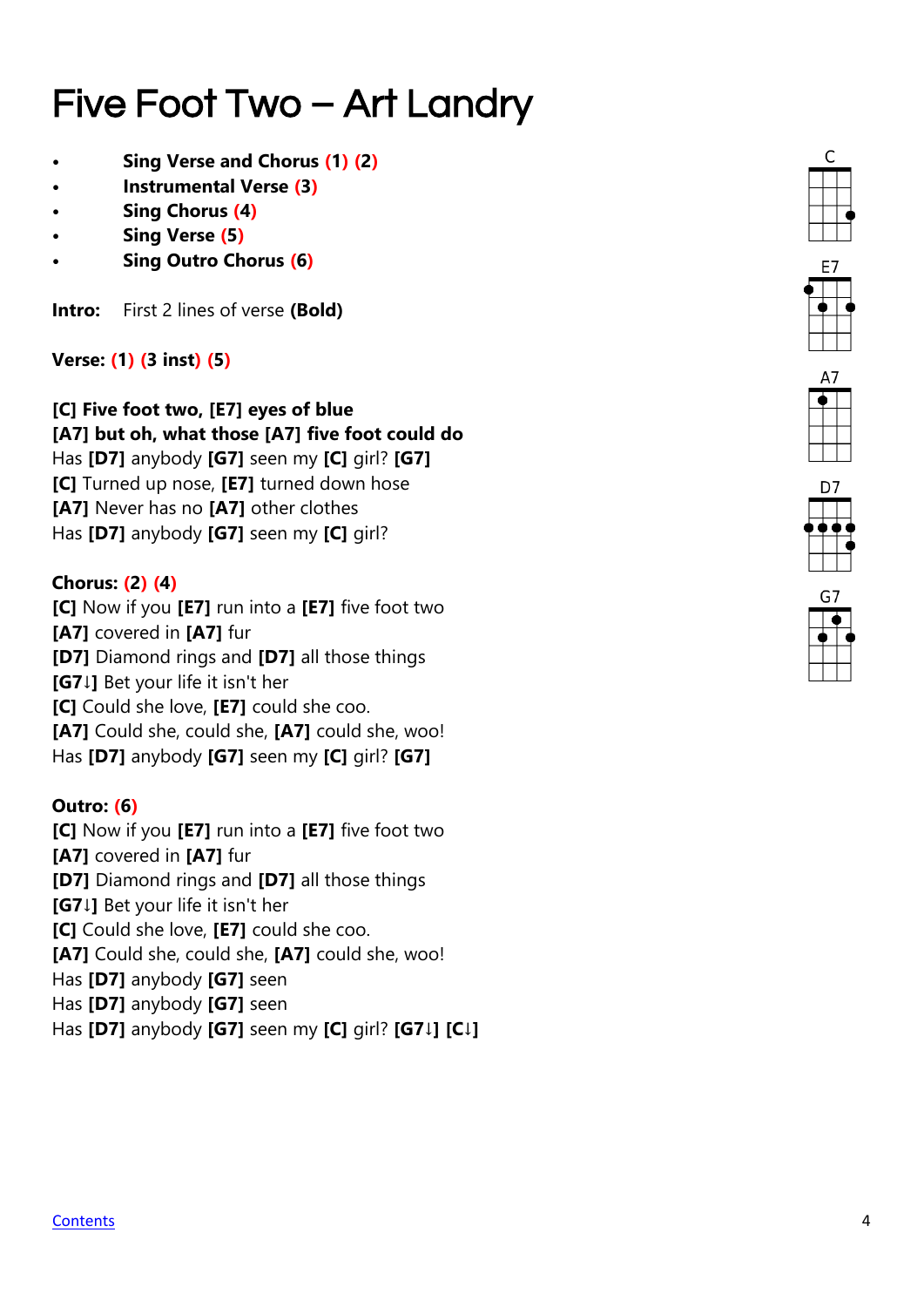# Five Foot Two – Art Landry

- **Sing Verse and Chorus (1) (2)**
- **Instrumental Verse (3)**
- **Sing Chorus (4)**
- **Sing Verse (5)**
- **Sing Outro Chorus (6)**

**Intro:** First 2 lines of verse **(Bold)**

**Verse: (1) (3 inst) (5)**

**[C] Five foot two, [E7] eyes of blue**
**[A7] but oh, what those [A7] five foot could do**
Has **[D7]** anybody **[G7]** seen my **[C]** girl? **[G7]**
**[C]** Turned up nose, **[E7]** turned down hose
**[A7]** Never has no **[A7]** other clothes
Has **[D7]** anybody **[G7]** seen my **[C]** girl?

**Chorus: (2) (4)**
**[C]** Now if you **[E7]** run into a **[E7]** five foot two
**[A7]** covered in **[A7]** fur
**[D7]** Diamond rings and **[D7]** all those things
**[G7↓]** Bet your life it isn't her
**[C]** Could she love, **[E7]** could she coo.
**[A7]** Could she, could she, **[A7]** could she, woo!
Has **[D7]** anybody **[G7]** seen my **[C]** girl? **[G7]**

**Outro: (6)**
**[C]** Now if you **[E7]** run into a **[E7]** five foot two
**[A7]** covered in **[A7]** fur
**[D7]** Diamond rings and **[D7]** all those things
**[G7↓]** Bet your life it isn't her
**[C]** Could she love, **[E7]** could she coo.
**[A7]** Could she, could she, **[A7]** could she, woo!
Has **[D7]** anybody **[G7]** seen
Has **[D7]** anybody **[G7]** seen
Has **[D7]** anybody **[G7]** seen my **[C]** girl? **[G7↓] [C↓]**

C E7 A7 D7 G7

Contents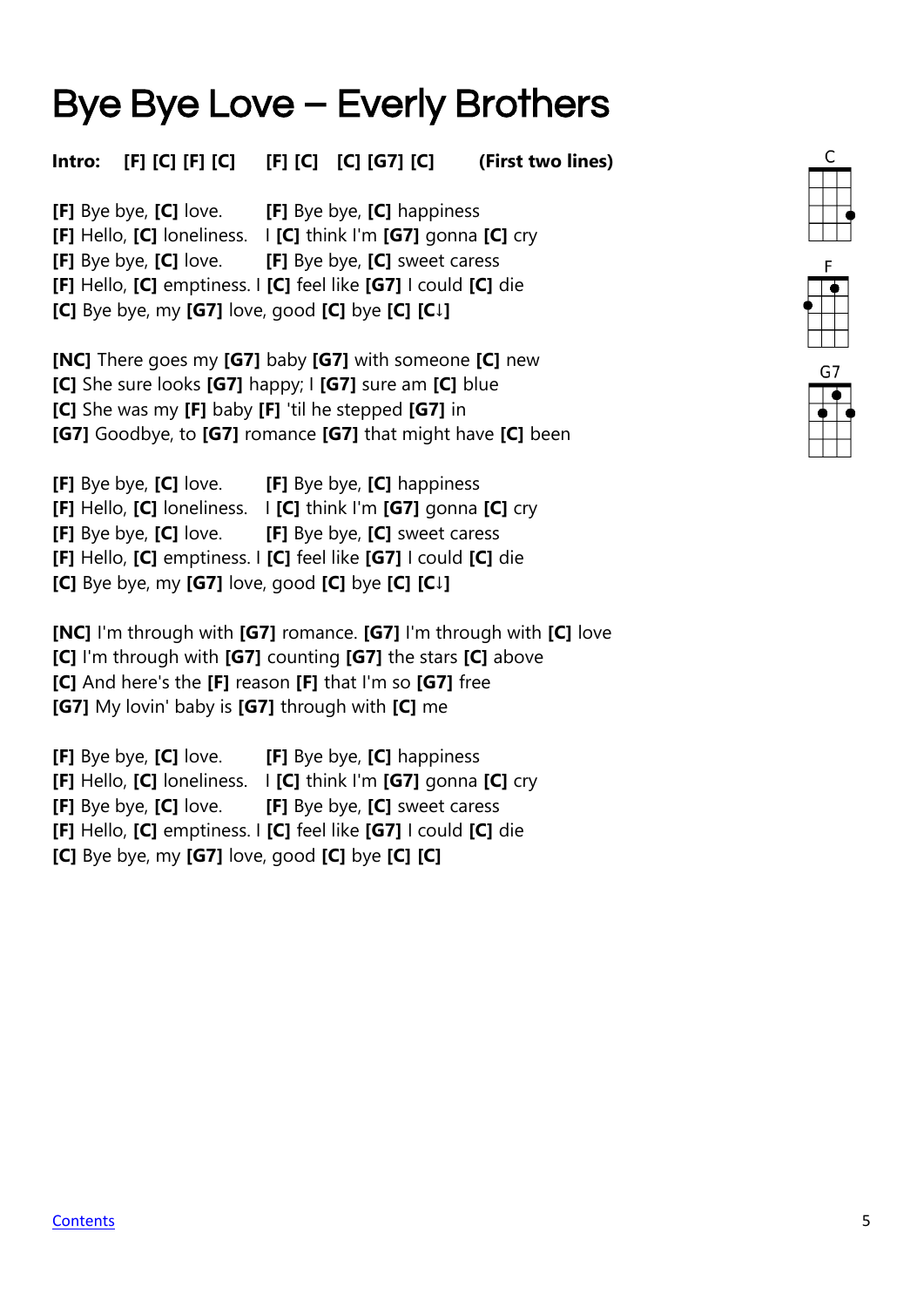# Bye Bye Love – Everly Brothers

**Intro: [F] [C] [F] [C] [F] [C] [C] [G7] [C] (First two lines)**

**[F]** Bye bye, **[C]** love. **[F]** Bye bye, **[C]** happiness
**[F]** Hello, **[C]** loneliness. I **[C]** think I'm **[G7]** gonna **[C]** cry
**[F]** Bye bye, **[C]** love. **[F]** Bye bye, **[C]** sweet caress
**[F]** Hello, **[C]** emptiness. I **[C]** feel like **[G7]** I could **[C]** die
**[C]** Bye bye, my **[G7]** love, good **[C]** bye **[C]** **[C↓]**

**[NC]** There goes my **[G7]** baby **[G7]** with someone **[C]** new
**[C]** She sure looks **[G7]** happy; I **[G7]** sure am **[C]** blue
**[C]** She was my **[F]** baby **[F]** 'til he stepped **[G7]** in
**[G7]** Goodbye, to **[G7]** romance **[G7]** that might have **[C]** been

**[F]** Bye bye, **[C]** love. **[F]** Bye bye, **[C]** happiness
**[F]** Hello, **[C]** loneliness. I **[C]** think I'm **[G7]** gonna **[C]** cry
**[F]** Bye bye, **[C]** love. **[F]** Bye bye, **[C]** sweet caress
**[F]** Hello, **[C]** emptiness. I **[C]** feel like **[G7]** I could **[C]** die
**[C]** Bye bye, my **[G7]** love, good **[C]** bye **[C]** **[C↓]**

**[NC]** I'm through with **[G7]** romance. **[G7]** I'm through with **[C]** love
**[C]** I'm through with **[G7]** counting **[G7]** the stars **[C]** above
**[C]** And here's the **[F]** reason **[F]** that I'm so **[G7]** free
**[G7]** My lovin' baby is **[G7]** through with **[C]** me

**[F]** Bye bye, **[C]** love. **[F]** Bye bye, **[C]** happiness
**[F]** Hello, **[C]** loneliness. I **[C]** think I'm **[G7]** gonna **[C]** cry
**[F]** Bye bye, **[C]** love. **[F]** Bye bye, **[C]** sweet caress
**[F]** Hello, **[C]** emptiness. I **[C]** feel like **[G7]** I could **[C]** die
**[C]** Bye bye, my **[G7]** love, good **[C]** bye **[C]** **[C]**

C

F

G7

Contents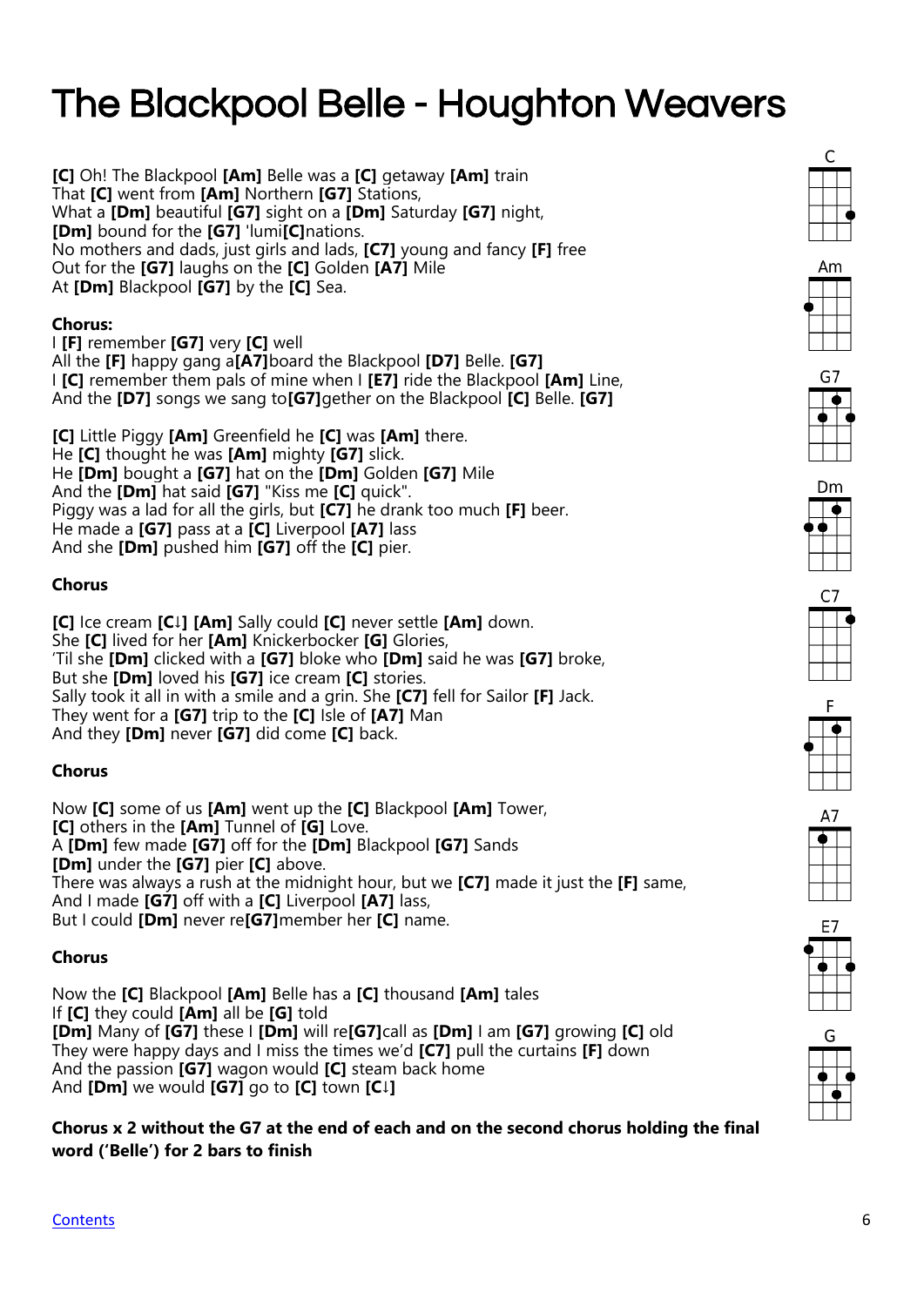# The Blackpool Belle - Houghton Weavers

**[C]** Oh! The Blackpool **[Am]** Belle was a **[C]** getaway **[Am]** train
That **[C]** went from **[Am]** Northern **[G7]** Stations,
What a **[Dm]** beautiful **[G7]** sight on a **[Dm]** Saturday **[G7]** night,
**[Dm]** bound for the **[G7]** 'lumi**[C]**nations.
No mothers and dads, just girls and lads, **[C7]** young and fancy **[F]** free
Out for the **[G7]** laughs on the **[C]** Golden **[A7]** Mile
At **[Dm]** Blackpool **[G7]** by the **[C]** Sea.

**Chorus:**
I **[F]** remember **[G7]** very **[C]** well
All the **[F]** happy gang a**[A7]**board the Blackpool **[D7]** Belle. **[G7]**
I **[C]** remember them pals of mine when I **[E7]** ride the Blackpool **[Am]** Line,
And the **[D7]** songs we sang to**[G7]**gether on the Blackpool **[C]** Belle. **[G7]**

**[C]** Little Piggy **[Am]** Greenfield he **[C]** was **[Am]** there.
He **[C]** thought he was **[Am]** mighty **[G7]** slick.
He **[Dm]** bought a **[G7]** hat on the **[Dm]** Golden **[G7]** Mile
And the **[Dm]** hat said **[G7]** "Kiss me **[C]** quick".
Piggy was a lad for all the girls, but **[C7]** he drank too much **[F]** beer.
He made a **[G7]** pass at a **[C]** Liverpool **[A7]** lass
And she **[Dm]** pushed him **[G7]** off the **[C]** pier.

**Chorus**

**[C]** Ice cream **[C↓]** **[Am]** Sally could **[C]** never settle **[Am]** down.
She **[C]** lived for her **[Am]** Knickerbocker **[G]** Glories,
'Til she **[Dm]** clicked with a **[G7]** bloke who **[Dm]** said he was **[G7]** broke,
But she **[Dm]** loved his **[G7]** ice cream **[C]** stories.
Sally took it all in with a smile and a grin. She **[C7]** fell for Sailor **[F]** Jack.
They went for a **[G7]** trip to the **[C]** Isle of **[A7]** Man
And they **[Dm]** never **[G7]** did come **[C]** back.

**Chorus**

Now **[C]** some of us **[Am]** went up the **[C]** Blackpool **[Am]** Tower,
**[C]** others in the **[Am]** Tunnel of **[G]** Love.
A **[Dm]** few made **[G7]** off for the **[Dm]** Blackpool **[G7]** Sands
**[Dm]** under the **[G7]** pier **[C]** above.
There was always a rush at the midnight hour, but we **[C7]** made it just the **[F]** same,
And I made **[G7]** off with a **[C]** Liverpool **[A7]** lass,
But I could **[Dm]** never re**[G7]**member her **[C]** name.

**Chorus**

Now the **[C]** Blackpool **[Am]** Belle has a **[C]** thousand **[Am]** tales
If **[C]** they could **[Am]** all be **[G]** told
**[Dm]** Many of **[G7]** these I **[Dm]** will re**[G7]**call as **[Dm]** I am **[G7]** growing **[C]** old
They were happy days and I miss the times we'd **[C7]** pull the curtains **[F]** down
And the passion **[G7]** wagon would **[C]** steam back home
And **[Dm]** we would **[G7]** go to **[C]** town **[C↓]**

**Chorus x 2 without the G7 at the end of each and on the second chorus holding the final word ('Belle') for 2 bars to finish**

C Am G7 Dm C7 F A7 E7 G

Contents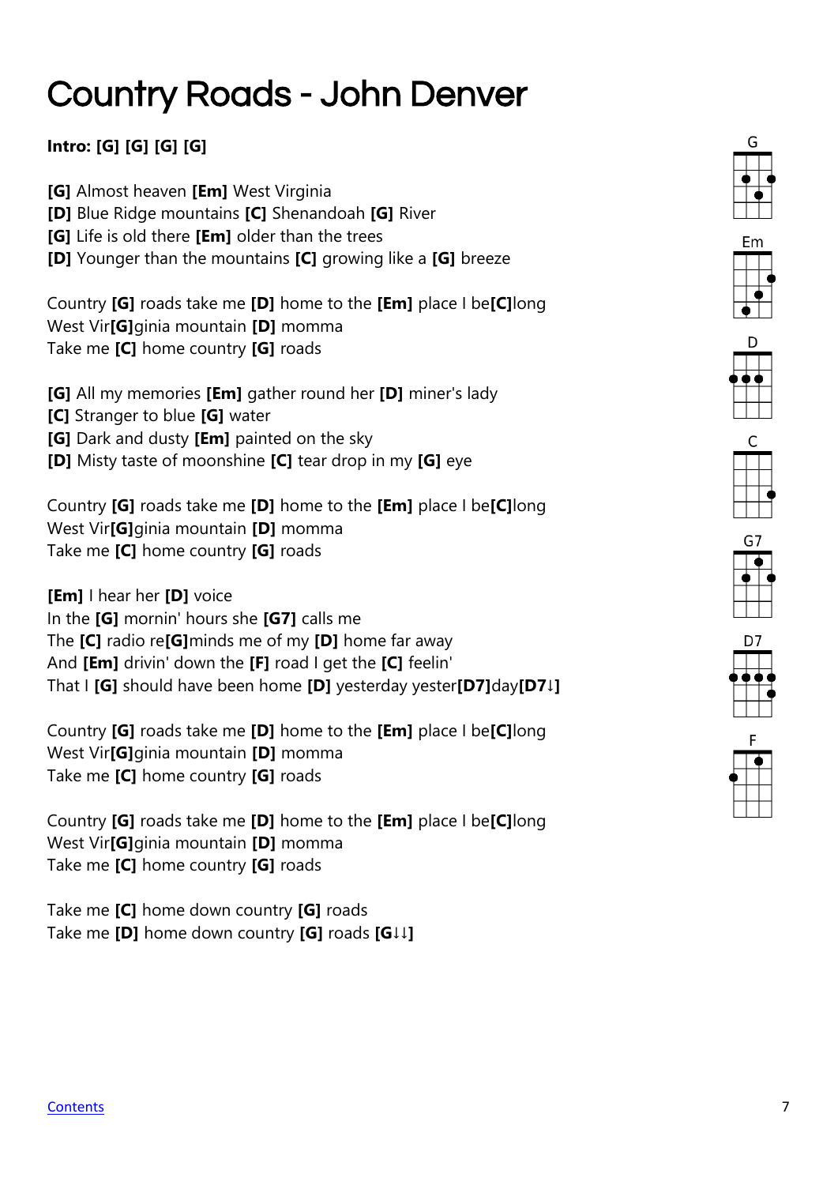# Country Roads - John Denver

**Intro: [G] [G] [G] [G]**

**[G]** Almost heaven **[Em]** West Virginia
**[D]** Blue Ridge mountains **[C]** Shenandoah **[G]** River
**[G]** Life is old there **[Em]** older than the trees
**[D]** Younger than the mountains **[C]** growing like a **[G]** breeze

Country **[G]** roads take me **[D]** home to the **[Em]** place I be**[C]**long
West Vir**[G]**ginia mountain **[D]** momma
Take me **[C]** home country **[G]** roads

**[G]** All my memories **[Em]** gather round her **[D]** miner's lady
**[C]** Stranger to blue **[G]** water
**[G]** Dark and dusty **[Em]** painted on the sky
**[D]** Misty taste of moonshine **[C]** tear drop in my **[G]** eye

Country **[G]** roads take me **[D]** home to the **[Em]** place I be**[C]**long
West Vir**[G]**ginia mountain **[D]** momma
Take me **[C]** home country **[G]** roads

**[Em]** I hear her **[D]** voice
In the **[G]** mornin' hours she **[G7]** calls me
The **[C]** radio re**[G]**minds me of my **[D]** home far away
And **[Em]** drivin' down the **[F]** road I get the **[C]** feelin'
That I **[G]** should have been home **[D]** yesterday yester**[D7]**day**[D7↓]**

Country **[G]** roads take me **[D]** home to the **[Em]** place I be**[C]**long
West Vir**[G]**ginia mountain **[D]** momma
Take me **[C]** home country **[G]** roads

Country **[G]** roads take me **[D]** home to the **[Em]** place I be**[C]**long
West Vir**[G]**ginia mountain **[D]** momma
Take me **[C]** home country **[G]** roads

Take me **[C]** home down country **[G]** roads
Take me **[D]** home down country **[G]** roads **[G↓↓]**

G Em D C G7 D7 F

Contents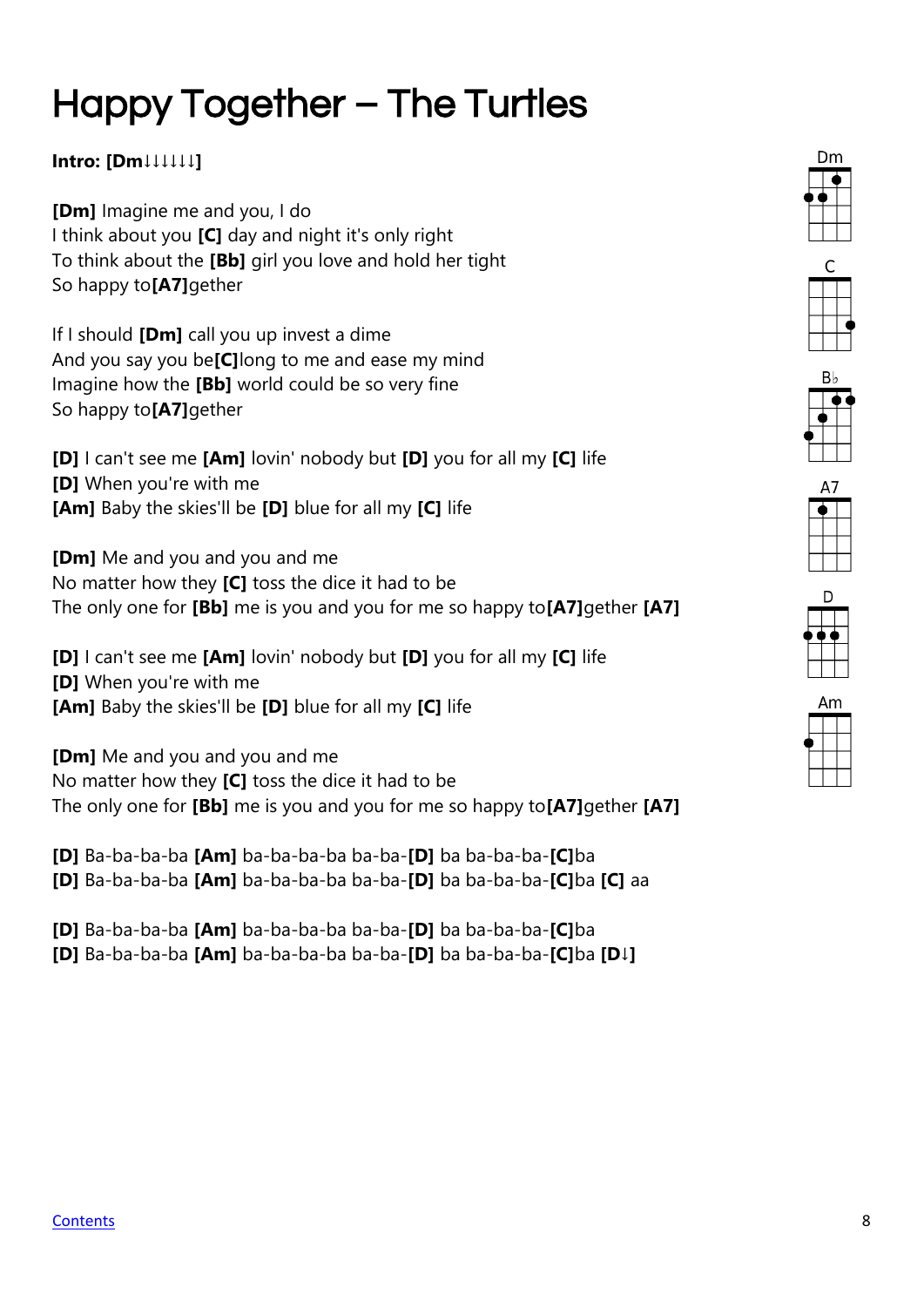# Happy Together – The Turtles

**Intro: [Dm↓↓↓↓↓↓]**

**[Dm]** Imagine me and you, I do
I think about you **[C]** day and night it's only right
To think about the **[Bb]** girl you love and hold her tight
So happy to**[A7]**gether

If I should **[Dm]** call you up invest a dime
And you say you be**[C]**long to me and ease my mind
Imagine how the **[Bb]** world could be so very fine
So happy to**[A7]**gether

**[D]** I can't see me **[Am]** lovin' nobody but **[D]** you for all my **[C]** life
**[D]** When you're with me
**[Am]** Baby the skies'll be **[D]** blue for all my **[C]** life

**[Dm]** Me and you and you and me
No matter how they **[C]** toss the dice it had to be
The only one for **[Bb]** me is you and you for me so happy to**[A7]**gether **[A7]**

**[D]** I can't see me **[Am]** lovin' nobody but **[D]** you for all my **[C]** life
**[D]** When you're with me
**[Am]** Baby the skies'll be **[D]** blue for all my **[C]** life

**[Dm]** Me and you and you and me
No matter how they **[C]** toss the dice it had to be
The only one for **[Bb]** me is you and you for me so happy to**[A7]**gether **[A7]**

**[D]** Ba-ba-ba-ba **[Am]** ba-ba-ba-ba ba-ba-**[D]** ba ba-ba-ba-**[C]**ba
**[D]** Ba-ba-ba-ba **[Am]** ba-ba-ba-ba ba-ba-**[D]** ba ba-ba-ba-**[C]**ba **[C]** aa

**[D]** Ba-ba-ba-ba **[Am]** ba-ba-ba-ba ba-ba-**[D]** ba ba-ba-ba-**[C]**ba
**[D]** Ba-ba-ba-ba **[Am]** ba-ba-ba-ba ba-ba-**[D]** ba ba-ba-ba-**[C]**ba **[D↓]**

Dm C B♭ A7 D Am

Contents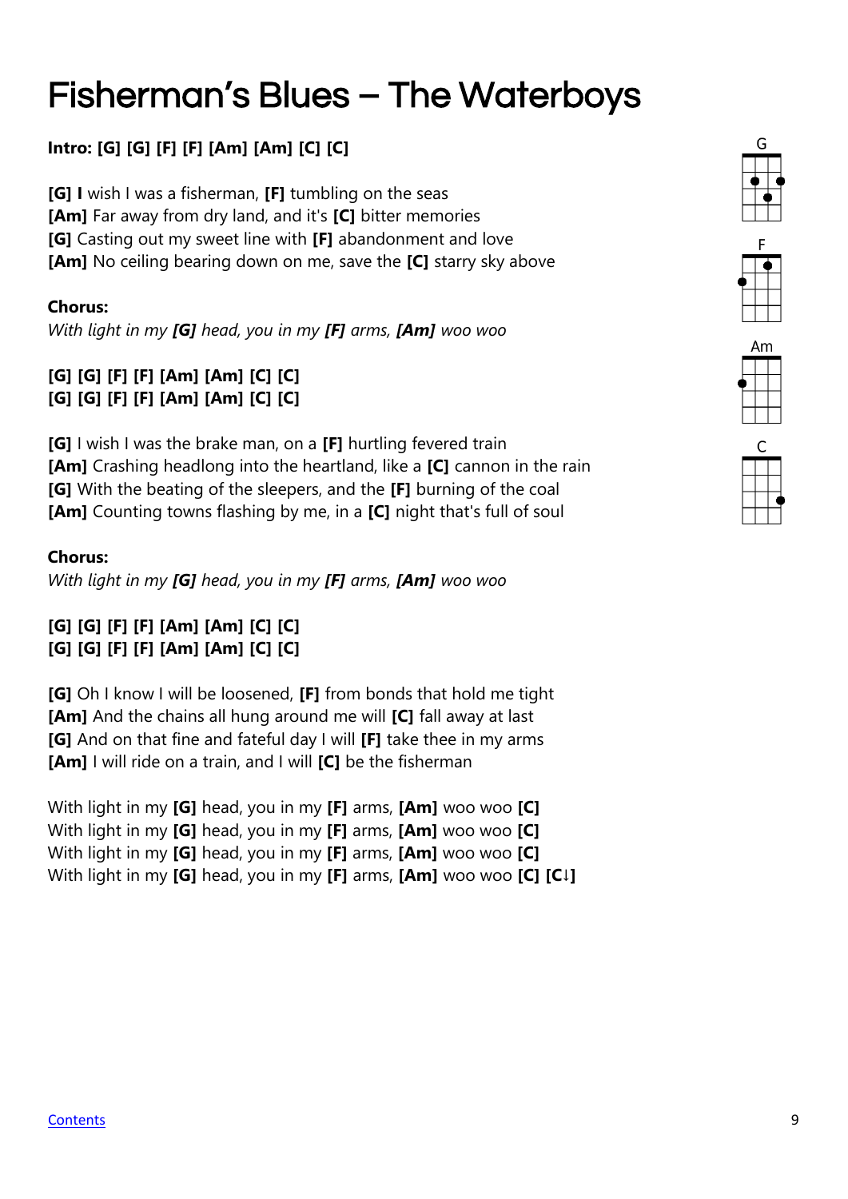# Fisherman's Blues – The Waterboys

**Intro: [G] [G] [F] [F] [Am] [Am] [C] [C]**

**[G] I** wish I was a fisherman, **[F]** tumbling on the seas
**[Am]** Far away from dry land, and it's **[C]** bitter memories
**[G]** Casting out my sweet line with **[F]** abandonment and love
**[Am]** No ceiling bearing down on me, save the **[C]** starry sky above

**Chorus:**
*With light in my **[G]** head, you in my **[F]** arms, **[Am]** woo woo*

**[G] [G] [F] [F] [Am] [Am] [C] [C]**
**[G] [G] [F] [F] [Am] [Am] [C] [C]**

**[G]** I wish I was the brake man, on a **[F]** hurtling fevered train
**[Am]** Crashing headlong into the heartland, like a **[C]** cannon in the rain
**[G]** With the beating of the sleepers, and the **[F]** burning of the coal
**[Am]** Counting towns flashing by me, in a **[C]** night that's full of soul

**Chorus:**
*With light in my **[G]** head, you in my **[F]** arms, **[Am]** woo woo*

**[G] [G] [F] [F] [Am] [Am] [C] [C]**
**[G] [G] [F] [F] [Am] [Am] [C] [C]**

**[G]** Oh I know I will be loosened, **[F]** from bonds that hold me tight
**[Am]** And the chains all hung around me will **[C]** fall away at last
**[G]** And on that fine and fateful day I will **[F]** take thee in my arms
**[Am]** I will ride on a train, and I will **[C]** be the fisherman

With light in my **[G]** head, you in my **[F]** arms, **[Am]** woo woo **[C]**
With light in my **[G]** head, you in my **[F]** arms, **[Am]** woo woo **[C]**
With light in my **[G]** head, you in my **[F]** arms, **[Am]** woo woo **[C]**
With light in my **[G]** head, you in my **[F]** arms, **[Am]** woo woo **[C] [C↓]**

G

F

Am

C

Contents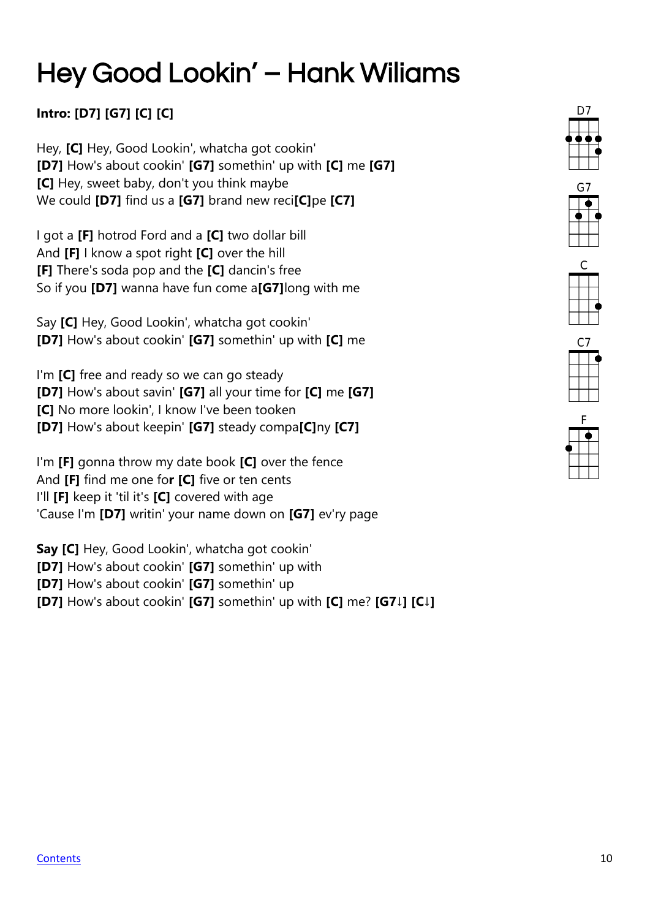# Hey Good Lookin' – Hank Wiliams

**Intro: [D7] [G7] [C] [C]**

Hey, **[C]** Hey, Good Lookin', whatcha got cookin'
**[D7]** How's about cookin' **[G7]** somethin' up with **[C]** me **[G7]**
**[C]** Hey, sweet baby, don't you think maybe
We could **[D7]** find us a **[G7]** brand new reci**[C]**pe **[C7]**

I got a **[F]** hotrod Ford and a **[C]** two dollar bill
And **[F]** I know a spot right **[C]** over the hill
**[F]** There's soda pop and the **[C]** dancin's free
So if you **[D7]** wanna have fun come a**[G7]**long with me

Say **[C]** Hey, Good Lookin', whatcha got cookin'
**[D7]** How's about cookin' **[G7]** somethin' up with **[C]** me

I'm **[C]** free and ready so we can go steady
**[D7]** How's about savin' **[G7]** all your time for **[C]** me **[G7]**
**[C]** No more lookin', I know I've been tooken
**[D7]** How's about keepin' **[G7]** steady compa**[C]**ny **[C7]**

I'm **[F]** gonna throw my date book **[C]** over the fence
And **[F]** find me one fo**r** **[C]** five or ten cents
I'll **[F]** keep it 'til it's **[C]** covered with age
'Cause I'm **[D7]** writin' your name down on **[G7]** ev'ry page

**Say [C]** Hey, Good Lookin', whatcha got cookin'
**[D7]** How's about cookin' **[G7]** somethin' up with
**[D7]** How's about cookin' **[G7]** somethin' up
**[D7]** How's about cookin' **[G7]** somethin' up with **[C]** me? **[G7↓] [C↓]**

D7 G7 C C7 F

Contents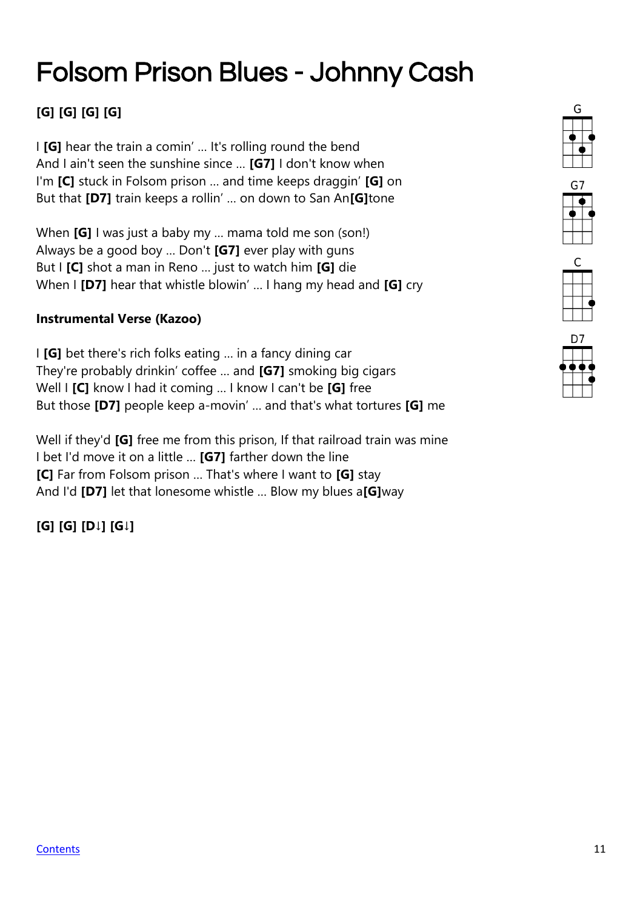# Folsom Prison Blues - Johnny Cash

**[G] [G] [G] [G]**

I **[G]** hear the train a comin' … It's rolling round the bend
And I ain't seen the sunshine since … **[G7]** I don't know when
I'm **[C]** stuck in Folsom prison … and time keeps draggin' **[G]** on
But that **[D7]** train keeps a rollin' … on down to San An**[G]**tone

When **[G]** I was just a baby my … mama told me son (son!)
Always be a good boy … Don't **[G7]** ever play with guns
But I **[C]** shot a man in Reno … just to watch him **[G]** die
When I **[D7]** hear that whistle blowin' … I hang my head and **[G]** cry

**Instrumental Verse (Kazoo)**

I **[G]** bet there's rich folks eating … in a fancy dining car
They're probably drinkin' coffee … and **[G7]** smoking big cigars
Well I **[C]** know I had it coming … I know I can't be **[G]** free
But those **[D7]** people keep a-movin' … and that's what tortures **[G]** me

Well if they'd **[G]** free me from this prison, If that railroad train was mine
I bet I'd move it on a little … **[G7]** farther down the line
**[C]** Far from Folsom prison … That's where I want to **[G]** stay
And I'd **[D7]** let that lonesome whistle … Blow my blues a**[G]**way

**[G] [G] [D↓] [G↓]**

G

G7

C

D7

[Contents](#)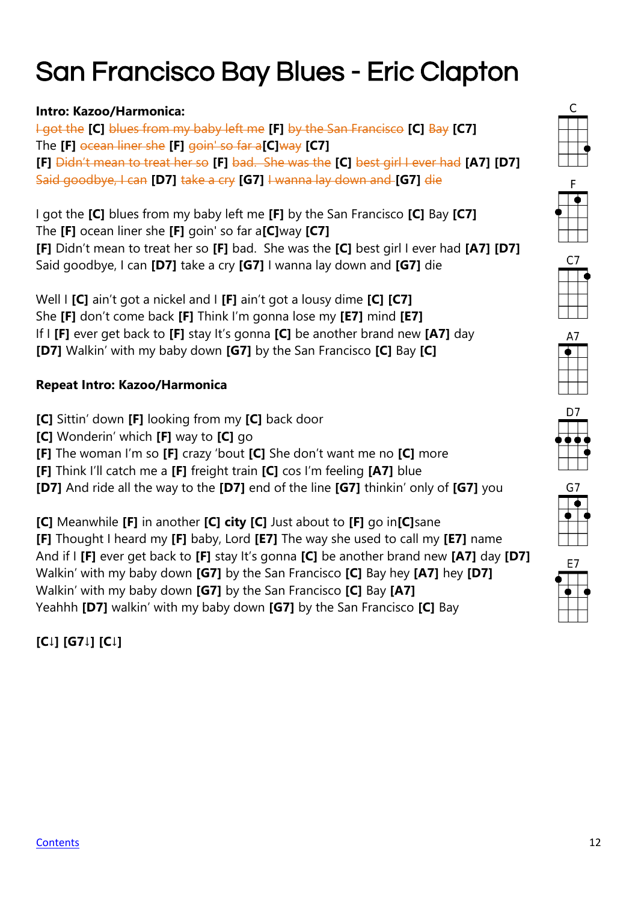# San Francisco Bay Blues - Eric Clapton

**Intro: Kazoo/Harmonica:**

~~I got the~~ **[C]** ~~blues from my baby left me~~ **[F]** ~~by the San Francisco~~ **[C]** ~~Bay~~ **[C7]**
The **[F]** ~~ocean liner she~~ **[F]** ~~goin' so far a~~**[C]**~~way~~ **[C7]**
**[F]** ~~Didn't mean to treat her so~~ **[F]** ~~bad. She was the~~ **[C]** ~~best girl I ever had~~ **[A7]** **[D7]**
~~Said goodbye, I can~~ **[D7]** ~~take a cry~~ **[G7]** ~~I wanna lay down and~~ **[G7]** ~~die~~

I got the **[C]** blues from my baby left me **[F]** by the San Francisco **[C]** Bay **[C7]**
The **[F]** ocean liner she **[F]** goin' so far a**[C]**way **[C7]**
**[F]** Didn't mean to treat her so **[F]** bad. She was the **[C]** best girl I ever had **[A7]** **[D7]**
Said goodbye, I can **[D7]** take a cry **[G7]** I wanna lay down and **[G7]** die

Well I **[C]** ain't got a nickel and I **[F]** ain't got a lousy dime **[C]** **[C7]**
She **[F]** don't come back **[F]** Think I'm gonna lose my **[E7]** mind **[E7]**
If I **[F]** ever get back to **[F]** stay It's gonna **[C]** be another brand new **[A7]** day
**[D7]** Walkin' with my baby down **[G7]** by the San Francisco **[C]** Bay **[C]**

**Repeat Intro: Kazoo/Harmonica**

**[C]** Sittin' down **[F]** looking from my **[C]** back door
**[C]** Wonderin' which **[F]** way to **[C]** go
**[F]** The woman I'm so **[F]** crazy 'bout **[C]** She don't want me no **[C]** more
**[F]** Think I'll catch me a **[F]** freight train **[C]** cos I'm feeling **[A7]** blue
**[D7]** And ride all the way to the **[D7]** end of the line **[G7]** thinkin' only of **[G7]** you

**[C]** Meanwhile **[F]** in another **[C] city** **[C]** Just about to **[F]** go in**[C]**sane
**[F]** Thought I heard my **[F]** baby, Lord **[E7]** The way she used to call my **[E7]** name
And if I **[F]** ever get back to **[F]** stay It's gonna **[C]** be another brand new **[A7]** day **[D7]**
Walkin' with my baby down **[G7]** by the San Francisco **[C]** Bay hey **[A7]** hey **[D7]**
Walkin' with my baby down **[G7]** by the San Francisco **[C]** Bay **[A7]**
Yeahhh **[D7]** walkin' with my baby down **[G7]** by the San Francisco **[C]** Bay

**[C↓] [G7↓] [C↓]**

C F C7 A7 D7 G7 E7

[Contents]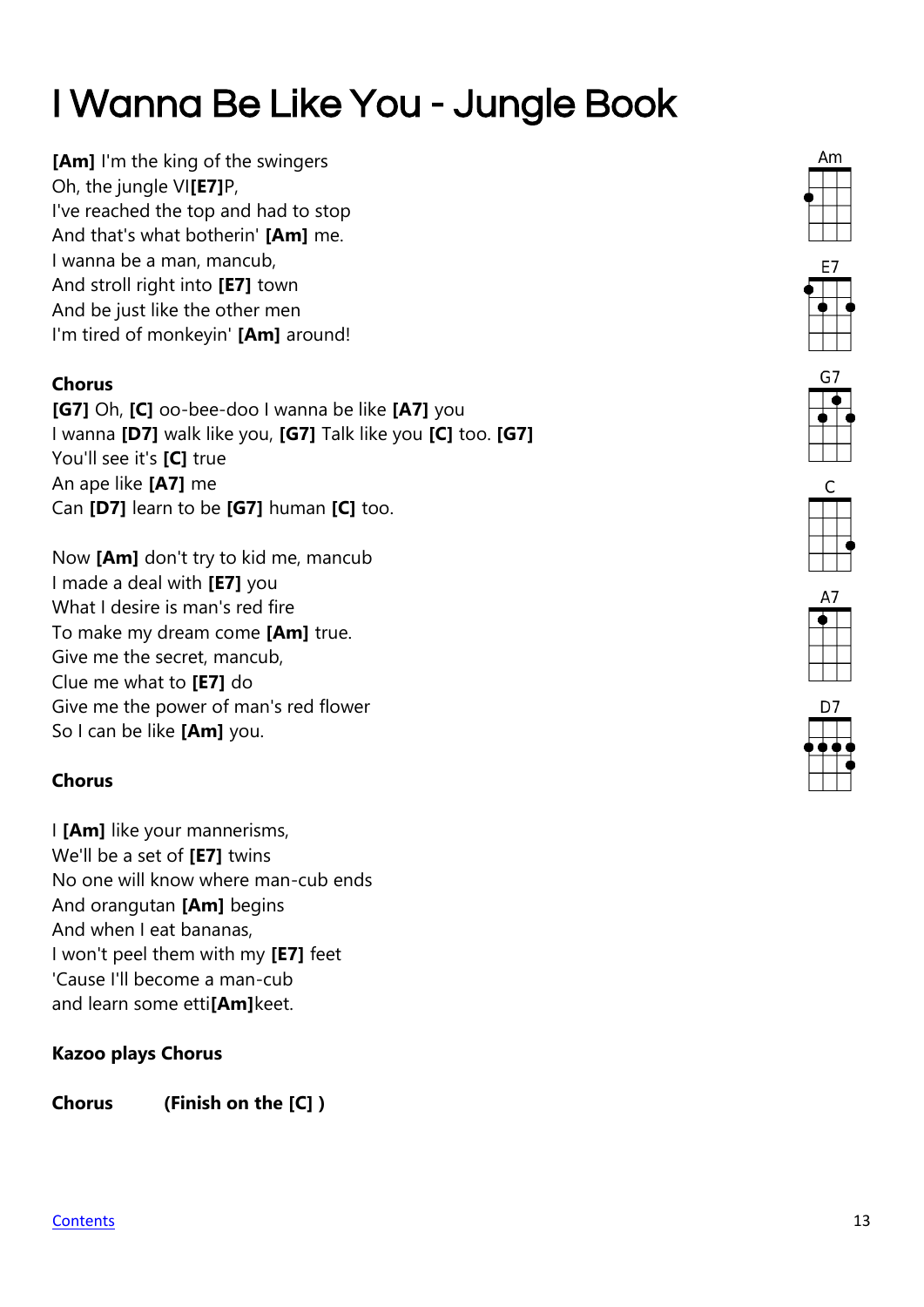# I Wanna Be Like You - Jungle Book

**[Am]** I'm the king of the swingers
Oh, the jungle VI**[E7]**P,
I've reached the top and had to stop
And that's what botherin' **[Am]** me.
I wanna be a man, mancub,
And stroll right into **[E7]** town
And be just like the other men
I'm tired of monkeyin' **[Am]** around!

**Chorus**
**[G7]** Oh, **[C]** oo-bee-doo I wanna be like **[A7]** you
I wanna **[D7]** walk like you, **[G7]** Talk like you **[C]** too. **[G7]**
You'll see it's **[C]** true
An ape like **[A7]** me
Can **[D7]** learn to be **[G7]** human **[C]** too.

Now **[Am]** don't try to kid me, mancub
I made a deal with **[E7]** you
What I desire is man's red fire
To make my dream come **[Am]** true.
Give me the secret, mancub,
Clue me what to **[E7]** do
Give me the power of man's red flower
So I can be like **[Am]** you.

**Chorus**

I **[Am]** like your mannerisms,
We'll be a set of **[E7]** twins
No one will know where man-cub ends
And orangutan **[Am]** begins
And when I eat bananas,
I won't peel them with my **[E7]** feet
'Cause I'll become a man-cub
and learn some etti**[Am]**keet.

**Kazoo plays Chorus**

**Chorus** **(Finish on the [C] )**

Am

E7

G7

C

A7

D7

Contents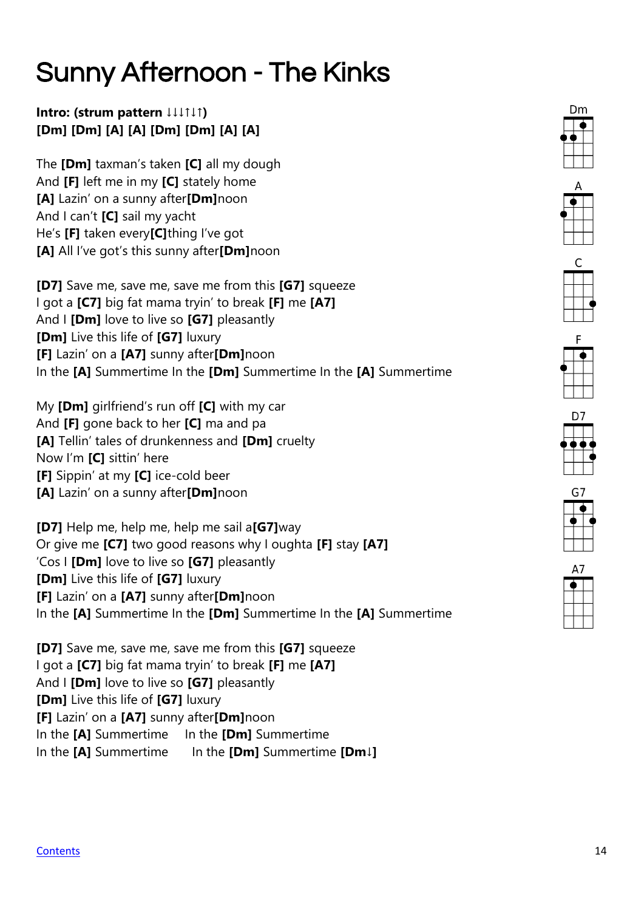# Sunny Afternoon - The Kinks

**Intro: (strum pattern ↓↓↓↑↓↑)**
**[Dm] [Dm] [A] [A] [Dm] [Dm] [A] [A]**

The **[Dm]** taxman's taken **[C]** all my dough
And **[F]** left me in my **[C]** stately home
**[A]** Lazin' on a sunny after**[Dm]**noon
And I can't **[C]** sail my yacht
He's **[F]** taken every**[C]**thing I've got
**[A]** All I've got's this sunny after**[Dm]**noon

**[D7]** Save me, save me, save me from this **[G7]** squeeze
I got a **[C7]** big fat mama tryin' to break **[F]** me **[A7]**
And I **[Dm]** love to live so **[G7]** pleasantly
**[Dm]** Live this life of **[G7]** luxury
**[F]** Lazin' on a **[A7]** sunny after**[Dm]**noon
In the **[A]** Summertime In the **[Dm]** Summertime In the **[A]** Summertime

My **[Dm]** girlfriend's run off **[C]** with my car
And **[F]** gone back to her **[C]** ma and pa
**[A]** Tellin' tales of drunkenness and **[Dm]** cruelty
Now I'm **[C]** sittin' here
**[F]** Sippin' at my **[C]** ice-cold beer
**[A]** Lazin' on a sunny after**[Dm]**noon

**[D7]** Help me, help me, help me sail a**[G7]**way
Or give me **[C7]** two good reasons why I oughta **[F]** stay **[A7]**
'Cos I **[Dm]** love to live so **[G7]** pleasantly
**[Dm]** Live this life of **[G7]** luxury
**[F]** Lazin' on a **[A7]** sunny after**[Dm]**noon
In the **[A]** Summertime In the **[Dm]** Summertime In the **[A]** Summertime

**[D7]** Save me, save me, save me from this **[G7]** squeeze
I got a **[C7]** big fat mama tryin' to break **[F]** me **[A7]**
And I **[Dm]** love to live so **[G7]** pleasantly
**[Dm]** Live this life of **[G7]** luxury
**[F]** Lazin' on a **[A7]** sunny after**[Dm]**noon
In the **[A]** Summertime In the **[Dm]** Summertime
In the **[A]** Summertime In the **[Dm]** Summertime **[Dm↓]**

Dm A C F D7 G7 A7

[Contents](#)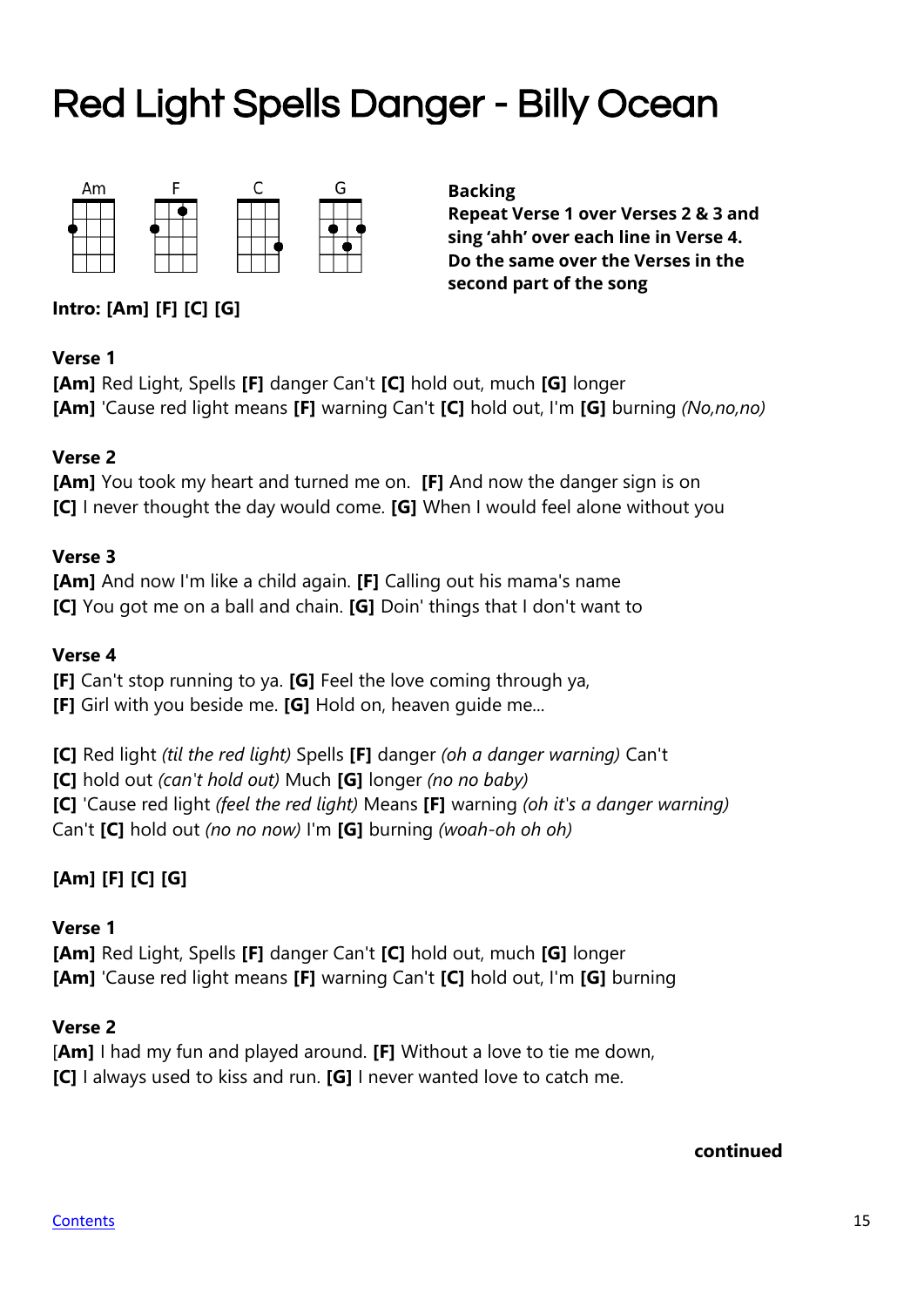# Red Light Spells Danger - Billy Ocean

Am F C G

**Backing**
**Repeat Verse 1 over Verses 2 & 3 and sing 'ahh' over each line in Verse 4. Do the same over the Verses in the second part of the song**

**Intro: [Am] [F] [C] [G]**

**Verse 1**
**[Am]** Red Light, Spells **[F]** danger Can't **[C]** hold out, much **[G]** longer
**[Am]** 'Cause red light means **[F]** warning Can't **[C]** hold out, I'm **[G]** burning *(No,no,no)*

**Verse 2**
**[Am]** You took my heart and turned me on. **[F]** And now the danger sign is on
**[C]** I never thought the day would come. **[G]** When I would feel alone without you

**Verse 3**
**[Am]** And now I'm like a child again. **[F]** Calling out his mama's name
**[C]** You got me on a ball and chain. **[G]** Doin' things that I don't want to

**Verse 4**
**[F]** Can't stop running to ya. **[G]** Feel the love coming through ya,
**[F]** Girl with you beside me. **[G]** Hold on, heaven guide me...

**[C]** Red light *(til the red light)* Spells **[F]** danger *(oh a danger warning)* Can't
**[C]** hold out *(can't hold out)* Much **[G]** longer *(no no baby)*
**[C]** 'Cause red light *(feel the red light)* Means **[F]** warning *(oh it's a danger warning)*
Can't **[C]** hold out *(no no now)* I'm **[G]** burning *(woah-oh oh oh)*

**[Am] [F] [C] [G]**

**Verse 1**
**[Am]** Red Light, Spells **[F]** danger Can't **[C]** hold out, much **[G]** longer
**[Am]** 'Cause red light means **[F]** warning Can't **[C]** hold out, I'm **[G]** burning

**Verse 2**
[**Am]** I had my fun and played around. **[F]** Without a love to tie me down,
**[C]** I always used to kiss and run. **[G]** I never wanted love to catch me.

**continued**

Contents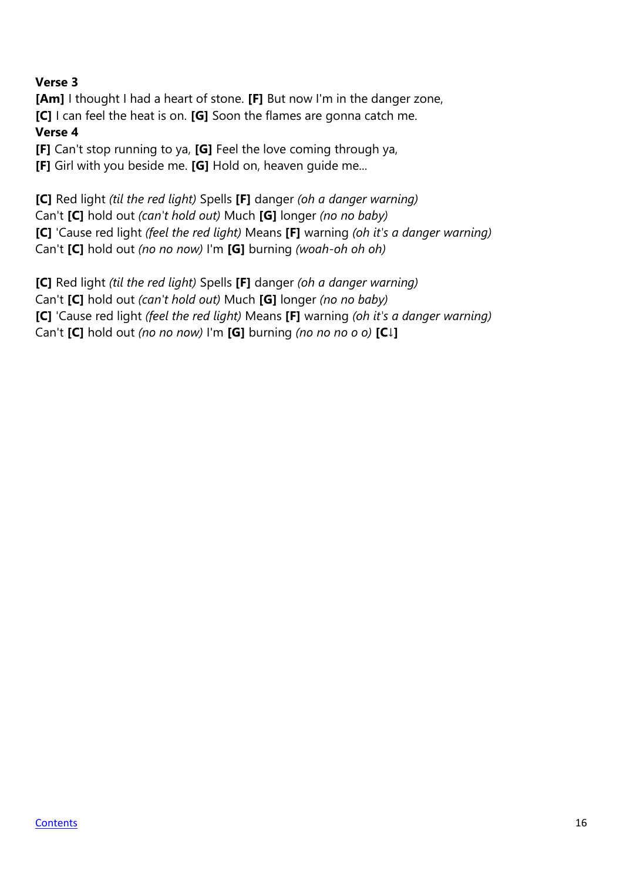**Verse 3**

**[Am]** I thought I had a heart of stone. **[F]** But now I'm in the danger zone,
**[C]** I can feel the heat is on. **[G]** Soon the flames are gonna catch me.

**Verse 4**

**[F]** Can't stop running to ya, **[G]** Feel the love coming through ya,
**[F]** Girl with you beside me. **[G]** Hold on, heaven guide me...

**[C]** Red light *(til the red light)* Spells **[F]** danger *(oh a danger warning)*
Can't **[C]** hold out *(can't hold out)* Much **[G]** longer *(no no baby)*
**[C]** 'Cause red light *(feel the red light)* Means **[F]** warning *(oh it's a danger warning)*
Can't **[C]** hold out *(no no now)* I'm **[G]** burning *(woah-oh oh oh)*

**[C]** Red light *(til the red light)* Spells **[F]** danger *(oh a danger warning)*
Can't **[C]** hold out *(can't hold out)* Much **[G]** longer *(no no baby)*
**[C]** 'Cause red light *(feel the red light)* Means **[F]** warning *(oh it's a danger warning)*
Can't **[C]** hold out *(no no now)* I'm **[G]** burning *(no no no o o)* **[C↓]**

[Contents](#)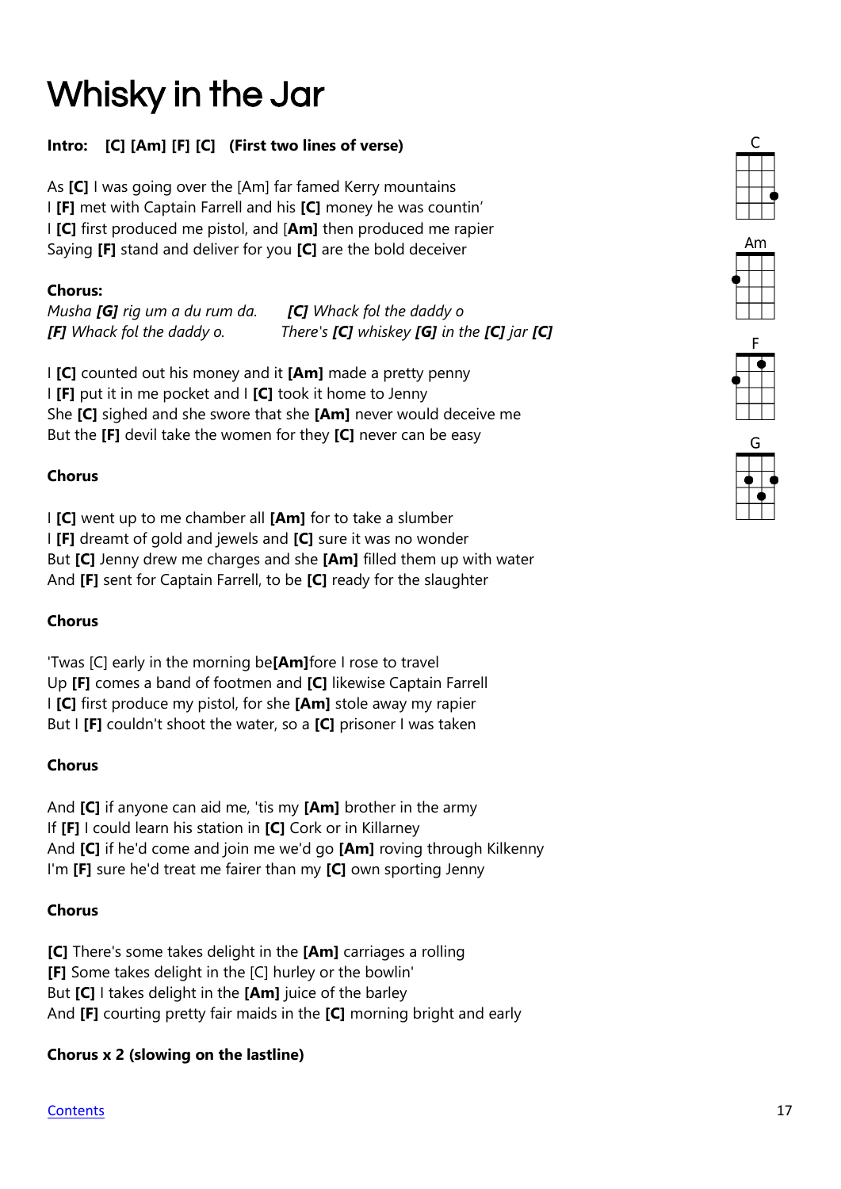# Whisky in the Jar

**Intro: [C] [Am] [F] [C] (First two lines of verse)**

As **[C]** I was going over the [Am] far famed Kerry mountains
I **[F]** met with Captain Farrell and his **[C]** money he was countin'
I **[C]** first produced me pistol, and [**Am]** then produced me rapier
Saying **[F]** stand and deliver for you **[C]** are the bold deceiver

**Chorus:**
*Musha **[G]** rig um a du rum da. **[C]** Whack fol the daddy o*
***[F]** Whack fol the daddy o. There's **[C]** whiskey **[G]** in the **[C]** jar **[C]***

I **[C]** counted out his money and it **[Am]** made a pretty penny
I **[F]** put it in me pocket and I **[C]** took it home to Jenny
She **[C]** sighed and she swore that she **[Am]** never would deceive me
But the **[F]** devil take the women for they **[C]** never can be easy

**Chorus**

I **[C]** went up to me chamber all **[Am]** for to take a slumber
I **[F]** dreamt of gold and jewels and **[C]** sure it was no wonder
But **[C]** Jenny drew me charges and she **[Am]** filled them up with water
And **[F]** sent for Captain Farrell, to be **[C]** ready for the slaughter

**Chorus**

'Twas [C] early in the morning be**[Am]**fore I rose to travel
Up **[F]** comes a band of footmen and **[C]** likewise Captain Farrell
I **[C]** first produce my pistol, for she **[Am]** stole away my rapier
But I **[F]** couldn't shoot the water, so a **[C]** prisoner I was taken

**Chorus**

And **[C]** if anyone can aid me, 'tis my **[Am]** brother in the army
If **[F]** I could learn his station in **[C]** Cork or in Killarney
And **[C]** if he'd come and join me we'd go **[Am]** roving through Kilkenny
I'm **[F]** sure he'd treat me fairer than my **[C]** own sporting Jenny

**Chorus**

**[C]** There's some takes delight in the **[Am]** carriages a rolling
**[F]** Some takes delight in the [C] hurley or the bowlin'
But **[C]** I takes delight in the **[Am]** juice of the barley
And **[F]** courting pretty fair maids in the **[C]** morning bright and early

**Chorus x 2 (slowing on the lastline)**

C

Am

F

G

Contents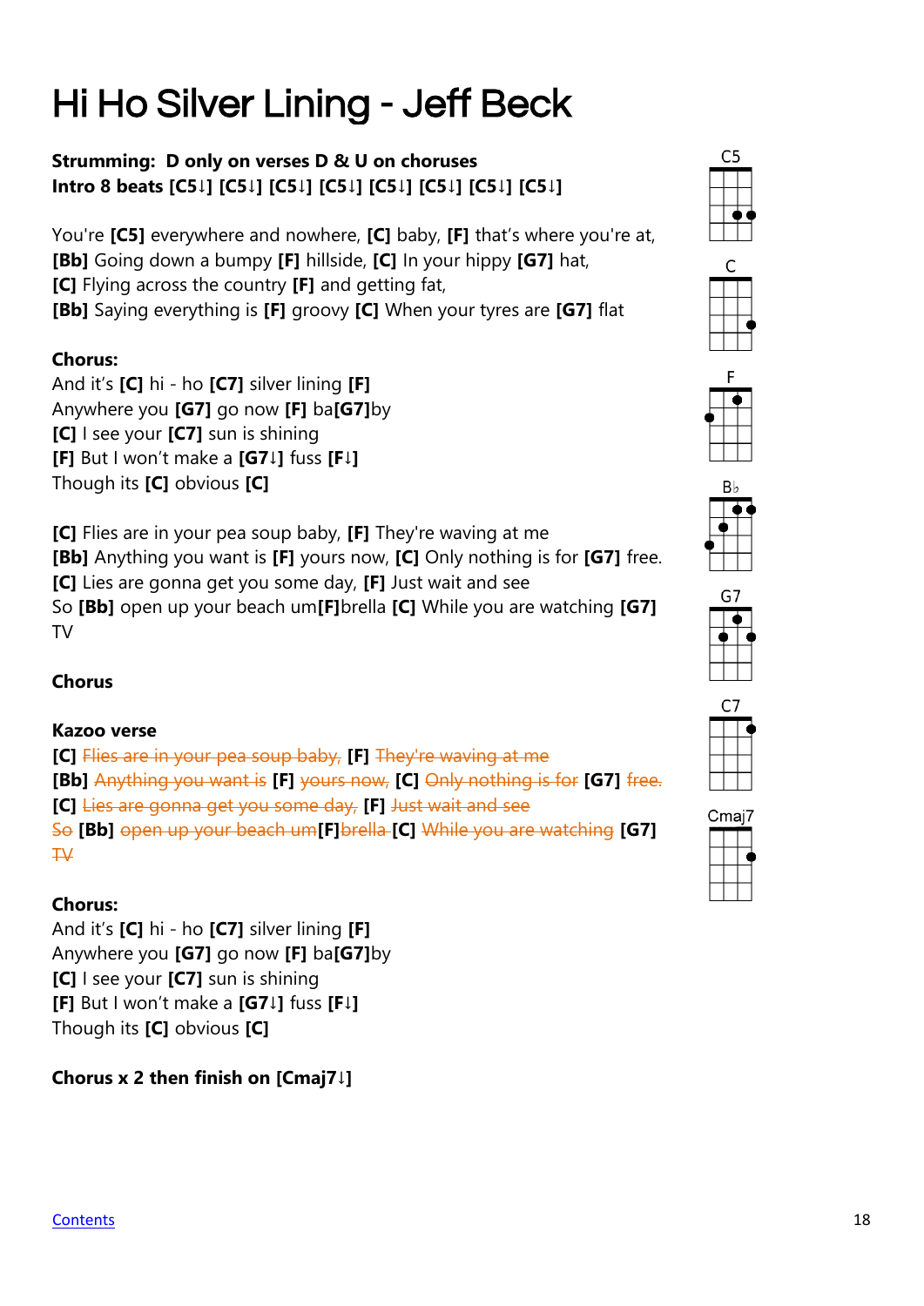# Hi Ho Silver Lining - Jeff Beck

**Strumming: D only on verses D & U on choruses**
**Intro 8 beats [C5↓] [C5↓] [C5↓] [C5↓] [C5↓] [C5↓] [C5↓] [C5↓]**

You're **[C5]** everywhere and nowhere, **[C]** baby, **[F]** that's where you're at,
**[Bb]** Going down a bumpy **[F]** hillside, **[C]** In your hippy **[G7]** hat,
**[C]** Flying across the country **[F]** and getting fat,
**[Bb]** Saying everything is **[F]** groovy **[C]** When your tyres are **[G7]** flat

**Chorus:**
And it's **[C]** hi - ho **[C7]** silver lining **[F]**
Anywhere you **[G7]** go now **[F]** ba**[G7]**by
**[C]** I see your **[C7]** sun is shining
**[F]** But I won't make a **[G7↓]** fuss **[F↓]**
Though its **[C]** obvious **[C]**

**[C]** Flies are in your pea soup baby, **[F]** They're waving at me
**[Bb]** Anything you want is **[F]** yours now, **[C]** Only nothing is for **[G7]** free.
**[C]** Lies are gonna get you some day, **[F]** Just wait and see
So **[Bb]** open up your beach um**[F]**brella **[C]** While you are watching **[G7]** TV

**Chorus**

**Kazoo verse**
**[C]** ~~Flies are in your pea soup baby,~~ **[F]** ~~They're waving at me~~
**[Bb]** ~~Anything you want is~~ **[F]** ~~yours now,~~ **[C]** ~~Only nothing is for~~ **[G7]** ~~free.~~
**[C]** ~~Lies are gonna get you some day,~~ **[F]** ~~Just wait and see~~
~~So~~ **[Bb]** ~~open up your beach um~~**[F]**~~brella~~ **[C]** ~~While you are watching~~ **[G7]** ~~TV~~

**Chorus:**
And it's **[C]** hi - ho **[C7]** silver lining **[F]**
Anywhere you **[G7]** go now **[F]** ba**[G7]**by
**[C]** I see your **[C7]** sun is shining
**[F]** But I won't make a **[G7↓]** fuss **[F↓]**
Though its **[C]** obvious **[C]**

**Chorus x 2 then finish on [Cmaj7↓]**

C5 C F B♭ G7 C7 Cmaj7

Contents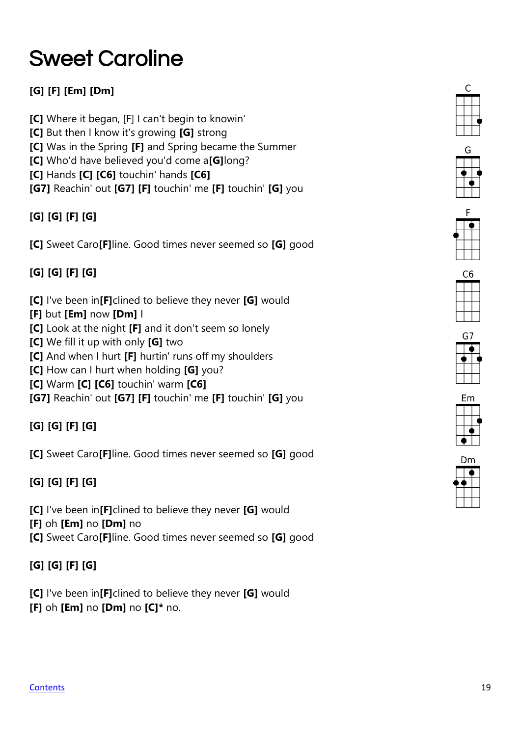# Sweet Caroline

**[G] [F] [Em] [Dm]**

**[C]** Where it began, [F] I can't begin to knowin'
**[C]** But then I know it's growing **[G]** strong
**[C]** Was in the Spring **[F]** and Spring became the Summer
**[C]** Who'd have believed you'd come a**[G]**long?
**[C]** Hands **[C] [C6]** touchin' hands **[C6]**
**[G7]** Reachin' out **[G7] [F]** touchin' me **[F]** touchin' **[G]** you

**[G] [G] [F] [G]**

**[C]** Sweet Caro**[F]**line. Good times never seemed so **[G]** good

**[G] [G] [F] [G]**

**[C]** I've been in**[F]**clined to believe they never **[G]** would
**[F]** but **[Em]** now **[Dm]** I
**[C]** Look at the night **[F]** and it don't seem so lonely
**[C]** We fill it up with only **[G]** two
**[C]** And when I hurt **[F]** hurtin' runs off my shoulders
**[C]** How can I hurt when holding **[G]** you?
**[C]** Warm **[C] [C6]** touchin' warm **[C6]**
**[G7]** Reachin' out **[G7] [F]** touchin' me **[F]** touchin' **[G]** you

**[G] [G] [F] [G]**

**[C]** Sweet Caro**[F]**line. Good times never seemed so **[G]** good

**[G] [G] [F] [G]**

**[C]** I've been in**[F]**clined to believe they never **[G]** would
**[F]** oh **[Em]** no **[Dm]** no
**[C]** Sweet Caro**[F]**line. Good times never seemed so **[G]** good

**[G] [G] [F] [G]**

**[C]** I've been in**[F]**clined to believe they never **[G]** would
**[F]** oh **[Em]** no **[Dm]** no **[C]*** no.

C G F C6 G7 Em Dm

Contents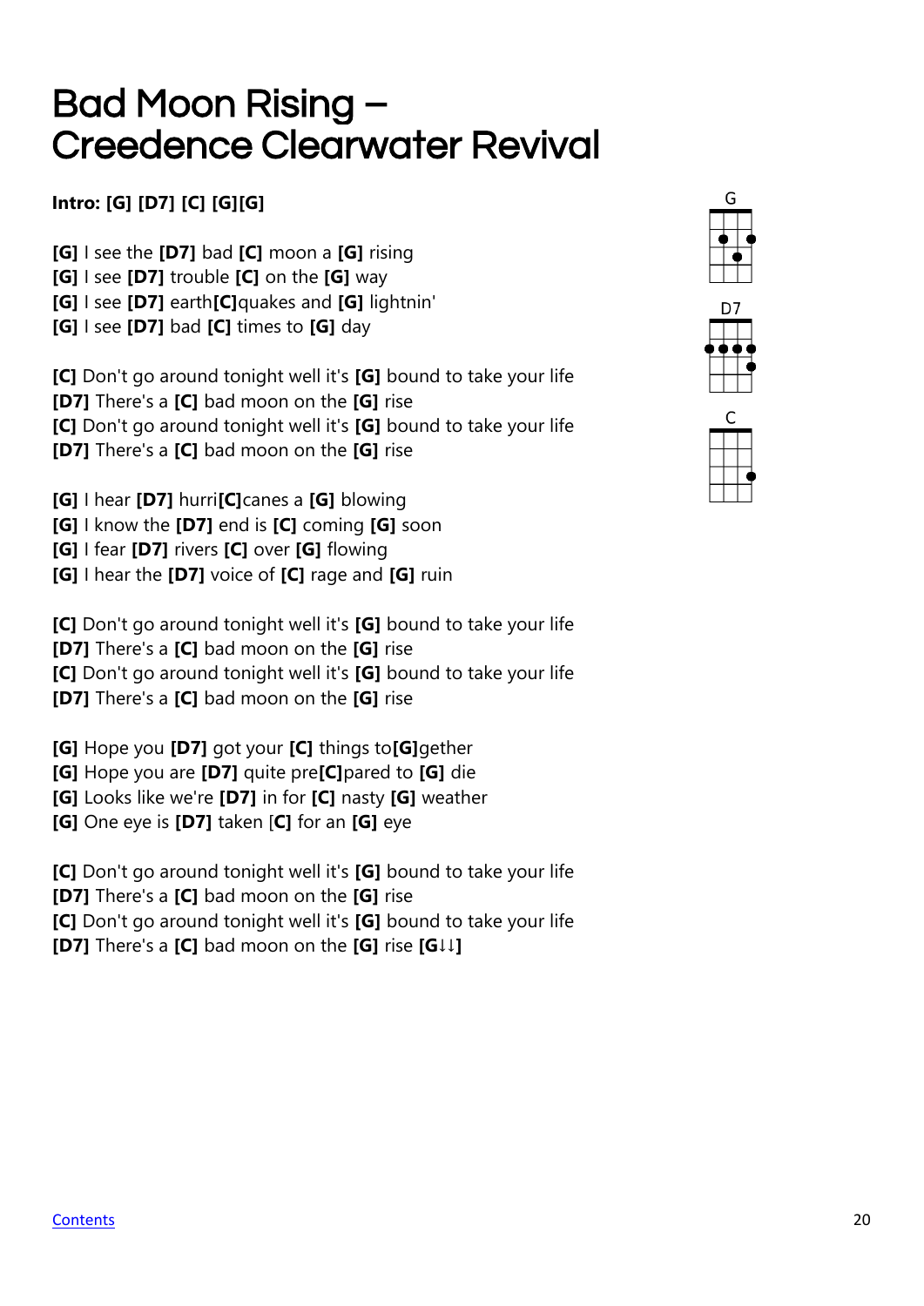# Bad Moon Rising – Creedence Clearwater Revival

**Intro: [G] [D7] [C] [G][G]**

**[G]** I see the **[D7]** bad **[C]** moon a **[G]** rising
**[G]** I see **[D7]** trouble **[C]** on the **[G]** way
**[G]** I see **[D7]** earth**[C]**quakes and **[G]** lightnin'
**[G]** I see **[D7]** bad **[C]** times to **[G]** day

**[C]** Don't go around tonight well it's **[G]** bound to take your life
**[D7]** There's a **[C]** bad moon on the **[G]** rise
**[C]** Don't go around tonight well it's **[G]** bound to take your life
**[D7]** There's a **[C]** bad moon on the **[G]** rise

**[G]** I hear **[D7]** hurri**[C]**canes a **[G]** blowing
**[G]** I know the **[D7]** end is **[C]** coming **[G]** soon
**[G]** I fear **[D7]** rivers **[C]** over **[G]** flowing
**[G]** I hear the **[D7]** voice of **[C]** rage and **[G]** ruin

**[C]** Don't go around tonight well it's **[G]** bound to take your life
**[D7]** There's a **[C]** bad moon on the **[G]** rise
**[C]** Don't go around tonight well it's **[G]** bound to take your life
**[D7]** There's a **[C]** bad moon on the **[G]** rise

**[G]** Hope you **[D7]** got your **[C]** things to**[G]**gether
**[G]** Hope you are **[D7]** quite pre**[C]**pared to **[G]** die
**[G]** Looks like we're **[D7]** in for **[C]** nasty **[G]** weather
**[G]** One eye is **[D7]** taken [**C]** for an **[G]** eye

**[C]** Don't go around tonight well it's **[G]** bound to take your life
**[D7]** There's a **[C]** bad moon on the **[G]** rise
**[C]** Don't go around tonight well it's **[G]** bound to take your life
**[D7]** There's a **[C]** bad moon on the **[G]** rise **[G↓↓]**

G

D7

C

Contents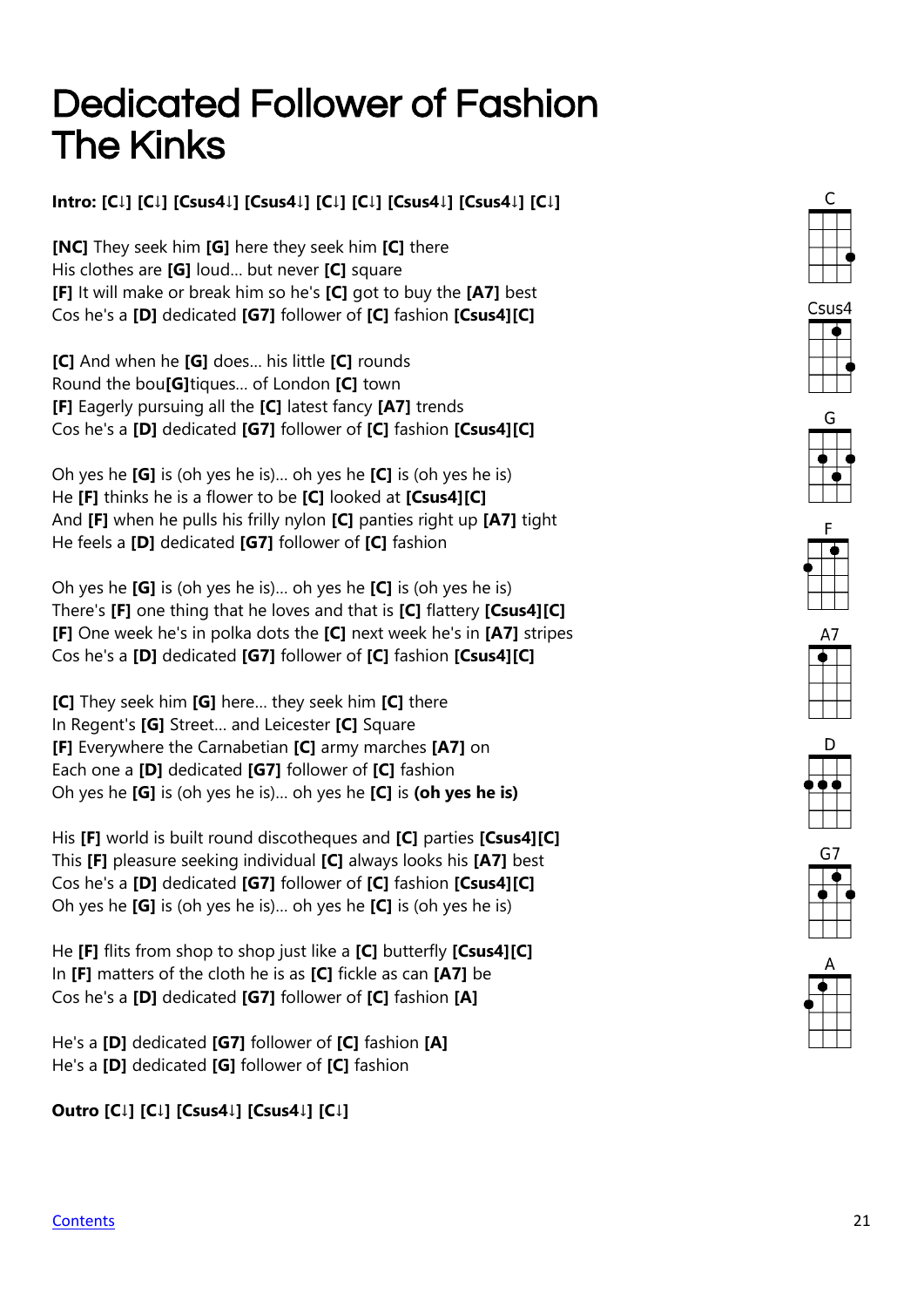# Dedicated Follower of Fashion
# The Kinks

**Intro: [C↓] [C↓] [Csus4↓] [Csus4↓] [C↓] [C↓] [Csus4↓] [Csus4↓] [C↓]**

**[NC]** They seek him **[G]** here they seek him **[C]** there
His clothes are **[G]** loud… but never **[C]** square
**[F]** It will make or break him so he's **[C]** got to buy the **[A7]** best
Cos he's a **[D]** dedicated **[G7]** follower of **[C]** fashion **[Csus4][C]**

**[C]** And when he **[G]** does… his little **[C]** rounds
Round the bou**[G]**tiques… of London **[C]** town
**[F]** Eagerly pursuing all the **[C]** latest fancy **[A7]** trends
Cos he's a **[D]** dedicated **[G7]** follower of **[C]** fashion **[Csus4][C]**

Oh yes he **[G]** is (oh yes he is)… oh yes he **[C]** is (oh yes he is)
He **[F]** thinks he is a flower to be **[C]** looked at **[Csus4][C]**
And **[F]** when he pulls his frilly nylon **[C]** panties right up **[A7]** tight
He feels a **[D]** dedicated **[G7]** follower of **[C]** fashion

Oh yes he **[G]** is (oh yes he is)… oh yes he **[C]** is (oh yes he is)
There's **[F]** one thing that he loves and that is **[C]** flattery **[Csus4][C]**
**[F]** One week he's in polka dots the **[C]** next week he's in **[A7]** stripes
Cos he's a **[D]** dedicated **[G7]** follower of **[C]** fashion **[Csus4][C]**

**[C]** They seek him **[G]** here… they seek him **[C]** there
In Regent's **[G]** Street… and Leicester **[C]** Square
**[F]** Everywhere the Carnabetian **[C]** army marches **[A7]** on
Each one a **[D]** dedicated **[G7]** follower of **[C]** fashion
Oh yes he **[G]** is (oh yes he is)… oh yes he **[C]** is **(oh yes he is)**

His **[F]** world is built round discotheques and **[C]** parties **[Csus4][C]**
This **[F]** pleasure seeking individual **[C]** always looks his **[A7]** best
Cos he's a **[D]** dedicated **[G7]** follower of **[C]** fashion **[Csus4][C]**
Oh yes he **[G]** is (oh yes he is)… oh yes he **[C]** is (oh yes he is)

He **[F]** flits from shop to shop just like a **[C]** butterfly **[Csus4][C]**
In **[F]** matters of the cloth he is as **[C]** fickle as can **[A7]** be
Cos he's a **[D]** dedicated **[G7]** follower of **[C]** fashion **[A]**

He's a **[D]** dedicated **[G7]** follower of **[C]** fashion **[A]**
He's a **[D]** dedicated **[G]** follower of **[C]** fashion

**Outro [C↓] [C↓] [Csus4↓] [Csus4↓] [C↓]**

C
Csus4
G
F
A7
D
G7
A

Contents